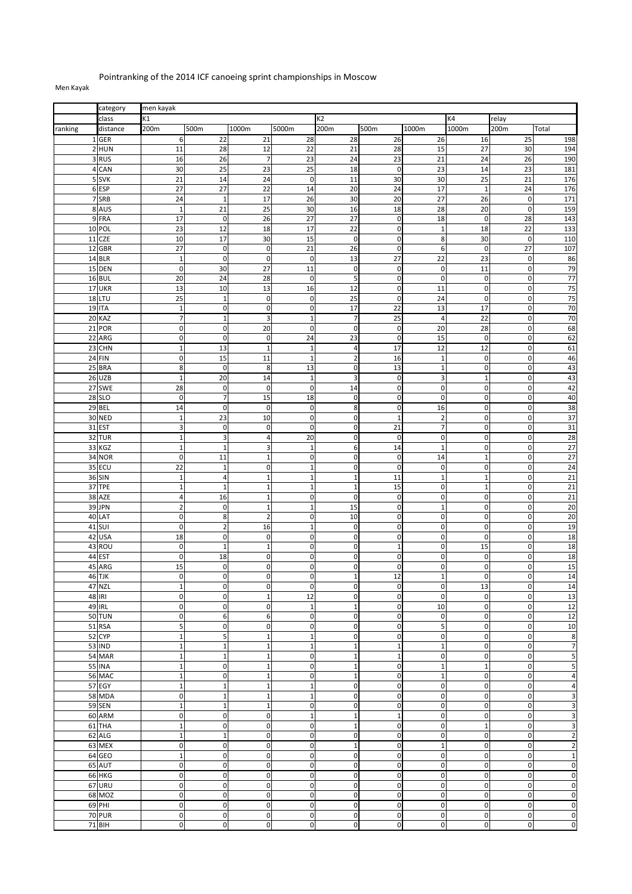Pointranking of the 2014 ICF canoeing sprint championships in Moscow

Men Kayak

| | category | men kayak | | | | | | | | | |
|---|---|---|---|---|---|---|---|---|---|---|---|
| | class | K1 | | | | K2 | | | K4 | relay | |
| ranking | distance | 200m | 500m | 1000m | 5000m | 200m | 500m | 1000m | 1000m | 200m | Total |
| 1 | GER | 6 | 22 | 21 | 28 | 28 | 26 | 26 | 16 | 25 | 198 |
| 2 | HUN | 11 | 28 | 12 | 22 | 21 | 28 | 15 | 27 | 30 | 194 |
| 3 | RUS | 16 | 26 | 7 | 23 | 24 | 23 | 21 | 24 | 26 | 190 |
| 4 | CAN | 30 | 25 | 23 | 25 | 18 | 0 | 23 | 14 | 23 | 181 |
| 5 | SVK | 21 | 14 | 24 | 0 | 11 | 30 | 30 | 25 | 21 | 176 |
| 6 | ESP | 27 | 27 | 22 | 14 | 20 | 24 | 17 | 1 | 24 | 176 |
| 7 | SRB | 24 | 1 | 17 | 26 | 30 | 20 | 27 | 26 | 0 | 171 |
| 8 | AUS | 1 | 21 | 25 | 30 | 16 | 18 | 28 | 20 | 0 | 159 |
| 9 | FRA | 17 | 0 | 26 | 27 | 27 | 0 | 18 | 0 | 28 | 143 |
| 10 | POL | 23 | 12 | 18 | 17 | 22 | 0 | 1 | 18 | 22 | 133 |
| 11 | CZE | 10 | 17 | 30 | 15 | 0 | 0 | 8 | 30 | 0 | 110 |
| 12 | GBR | 27 | 0 | 0 | 21 | 26 | 0 | 6 | 0 | 27 | 107 |
| 14 | BLR | 1 | 0 | 0 | 0 | 13 | 27 | 22 | 23 | 0 | 86 |
| 15 | DEN | 0 | 30 | 27 | 11 | 0 | 0 | 0 | 11 | 0 | 79 |
| 16 | BUL | 20 | 24 | 28 | 0 | 5 | 0 | 0 | 0 | 0 | 77 |
| 17 | UKR | 13 | 10 | 13 | 16 | 12 | 0 | 11 | 0 | 0 | 75 |
| 18 | LTU | 25 | 1 | 0 | 0 | 25 | 0 | 24 | 0 | 0 | 75 |
| 19 | ITA | 1 | 0 | 0 | 0 | 17 | 22 | 13 | 17 | 0 | 70 |
| 20 | KAZ | 7 | 1 | 3 | 1 | 7 | 25 | 4 | 22 | 0 | 70 |
| 21 | POR | 0 | 0 | 20 | 0 | 0 | 0 | 20 | 28 | 0 | 68 |
| 22 | ARG | 0 | 0 | 0 | 24 | 23 | 0 | 15 | 0 | 0 | 62 |
| 23 | CHN | 1 | 13 | 1 | 1 | 4 | 17 | 12 | 12 | 0 | 61 |
| 24 | FIN | 0 | 15 | 11 | 1 | 2 | 16 | 1 | 0 | 0 | 46 |
| 25 | BRA | 8 | 0 | 8 | 13 | 0 | 13 | 1 | 0 | 0 | 43 |
| 26 | UZB | 1 | 20 | 14 | 1 | 3 | 0 | 3 | 1 | 0 | 43 |
| 27 | SWE | 28 | 0 | 0 | 0 | 14 | 0 | 0 | 0 | 0 | 42 |
| 28 | SLO | 0 | 7 | 15 | 18 | 0 | 0 | 0 | 0 | 0 | 40 |
| 29 | BEL | 14 | 0 | 0 | 0 | 8 | 0 | 16 | 0 | 0 | 38 |
| 30 | NED | 1 | 23 | 10 | 0 | 0 | 1 | 2 | 0 | 0 | 37 |
| 31 | EST | 3 | 0 | 0 | 0 | 0 | 21 | 7 | 0 | 0 | 31 |
| 32 | TUR | 1 | 3 | 4 | 20 | 0 | 0 | 0 | 0 | 0 | 28 |
| 33 | KGZ | 1 | 1 | 3 | 1 | 6 | 14 | 1 | 0 | 0 | 27 |
| 34 | NOR | 0 | 11 | 1 | 0 | 0 | 0 | 14 | 1 | 0 | 27 |
| 35 | ECU | 22 | 1 | 0 | 1 | 0 | 0 | 0 | 0 | 0 | 24 |
| 36 | SIN | 1 | 4 | 1 | 1 | 1 | 11 | 1 | 1 | 0 | 21 |
| 37 | TPE | 1 | 1 | 1 | 1 | 1 | 15 | 0 | 1 | 0 | 21 |
| 38 | AZE | 4 | 16 | 1 | 0 | 0 | 0 | 0 | 0 | 0 | 21 |
| 39 | JPN | 2 | 0 | 1 | 1 | 15 | 0 | 1 | 0 | 0 | 20 |
| 40 | LAT | 0 | 8 | 2 | 0 | 10 | 0 | 0 | 0 | 0 | 20 |
| 41 | SUI | 0 | 2 | 16 | 1 | 0 | 0 | 0 | 0 | 0 | 19 |
| 42 | USA | 18 | 0 | 0 | 0 | 0 | 0 | 0 | 0 | 0 | 18 |
| 43 | ROU | 0 | 1 | 1 | 0 | 0 | 1 | 0 | 15 | 0 | 18 |
| 44 | EST | 0 | 18 | 0 | 0 | 0 | 0 | 0 | 0 | 0 | 18 |
| 45 | ARG | 15 | 0 | 0 | 0 | 0 | 0 | 0 | 0 | 0 | 15 |
| 46 | TJK | 0 | 0 | 0 | 0 | 1 | 12 | 1 | 0 | 0 | 14 |
| 47 | NZL | 1 | 0 | 0 | 0 | 0 | 0 | 0 | 13 | 0 | 14 |
| 48 | IRI | 0 | 0 | 1 | 12 | 0 | 0 | 0 | 0 | 0 | 13 |
| 49 | IRL | 0 | 0 | 0 | 1 | 1 | 0 | 10 | 0 | 0 | 12 |
| 50 | TUN | 0 | 6 | 6 | 0 | 0 | 0 | 0 | 0 | 0 | 12 |
| 51 | RSA | 5 | 0 | 0 | 0 | 0 | 0 | 5 | 0 | 0 | 10 |
| 52 | CYP | 1 | 5 | 1 | 1 | 0 | 0 | 0 | 0 | 0 | 8 |
| 53 | IND | 1 | 1 | 1 | 1 | 1 | 1 | 1 | 0 | 0 | 7 |
| 54 | MAR | 1 | 1 | 1 | 0 | 1 | 1 | 0 | 0 | 0 | 5 |
| 55 | INA | 1 | 0 | 1 | 0 | 1 | 0 | 1 | 1 | 0 | 5 |
| 56 | MAC | 1 | 0 | 1 | 0 | 1 | 0 | 1 | 0 | 0 | 4 |
| 57 | EGY | 1 | 1 | 1 | 1 | 0 | 0 | 0 | 0 | 0 | 4 |
| 58 | MDA | 0 | 1 | 1 | 1 | 0 | 0 | 0 | 0 | 0 | 3 |
| 59 | SEN | 1 | 1 | 1 | 0 | 0 | 0 | 0 | 0 | 0 | 3 |
| 60 | ARM | 0 | 0 | 0 | 1 | 1 | 1 | 0 | 0 | 0 | 3 |
| 61 | THA | 1 | 0 | 0 | 0 | 1 | 0 | 0 | 1 | 0 | 3 |
| 62 | ALG | 1 | 1 | 0 | 0 | 0 | 0 | 0 | 0 | 0 | 2 |
| 63 | MEX | 0 | 0 | 0 | 0 | 1 | 0 | 1 | 0 | 0 | 2 |
| 64 | GEO | 1 | 0 | 0 | 0 | 0 | 0 | 0 | 0 | 0 | 1 |
| 65 | AUT | 0 | 0 | 0 | 0 | 0 | 0 | 0 | 0 | 0 | 0 |
| 66 | HKG | 0 | 0 | 0 | 0 | 0 | 0 | 0 | 0 | 0 | 0 |
| 67 | URU | 0 | 0 | 0 | 0 | 0 | 0 | 0 | 0 | 0 | 0 |
| 68 | MOZ | 0 | 0 | 0 | 0 | 0 | 0 | 0 | 0 | 0 | 0 |
| 69 | PHI | 0 | 0 | 0 | 0 | 0 | 0 | 0 | 0 | 0 | 0 |
| 70 | PUR | 0 | 0 | 0 | 0 | 0 | 0 | 0 | 0 | 0 | 0 |
| 71 | BIH | 0 | 0 | 0 | 0 | 0 | 0 | 0 | 0 | 0 | 0 |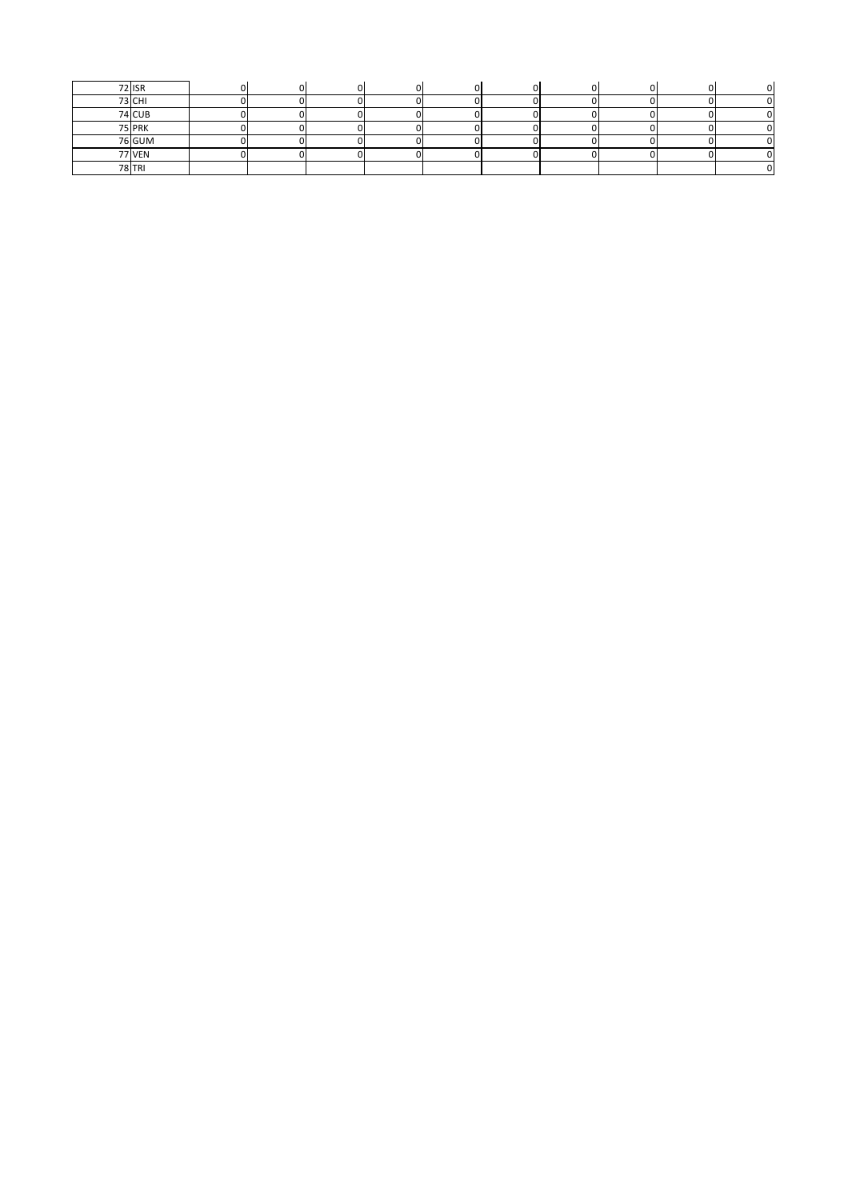| | | | | | | | | | | | |
|---|---|---|---|---|---|---|---|---|---|---|---|
| 72 | ISR | 0 | 0 | 0 | 0 | 0 | 0 | 0 | 0 | 0 | 0 |
| 73 | CHI | 0 | 0 | 0 | 0 | 0 | 0 | 0 | 0 | 0 | 0 |
| 74 | CUB | 0 | 0 | 0 | 0 | 0 | 0 | 0 | 0 | 0 | 0 |
| 75 | PRK | 0 | 0 | 0 | 0 | 0 | 0 | 0 | 0 | 0 | 0 |
| 76 | GUM | 0 | 0 | 0 | 0 | 0 | 0 | 0 | 0 | 0 | 0 |
| 77 | VEN | 0 | 0 | 0 | 0 | 0 | 0 | 0 | 0 | 0 | 0 |
| 78 | TRI | | | | | | | | | | 0 |